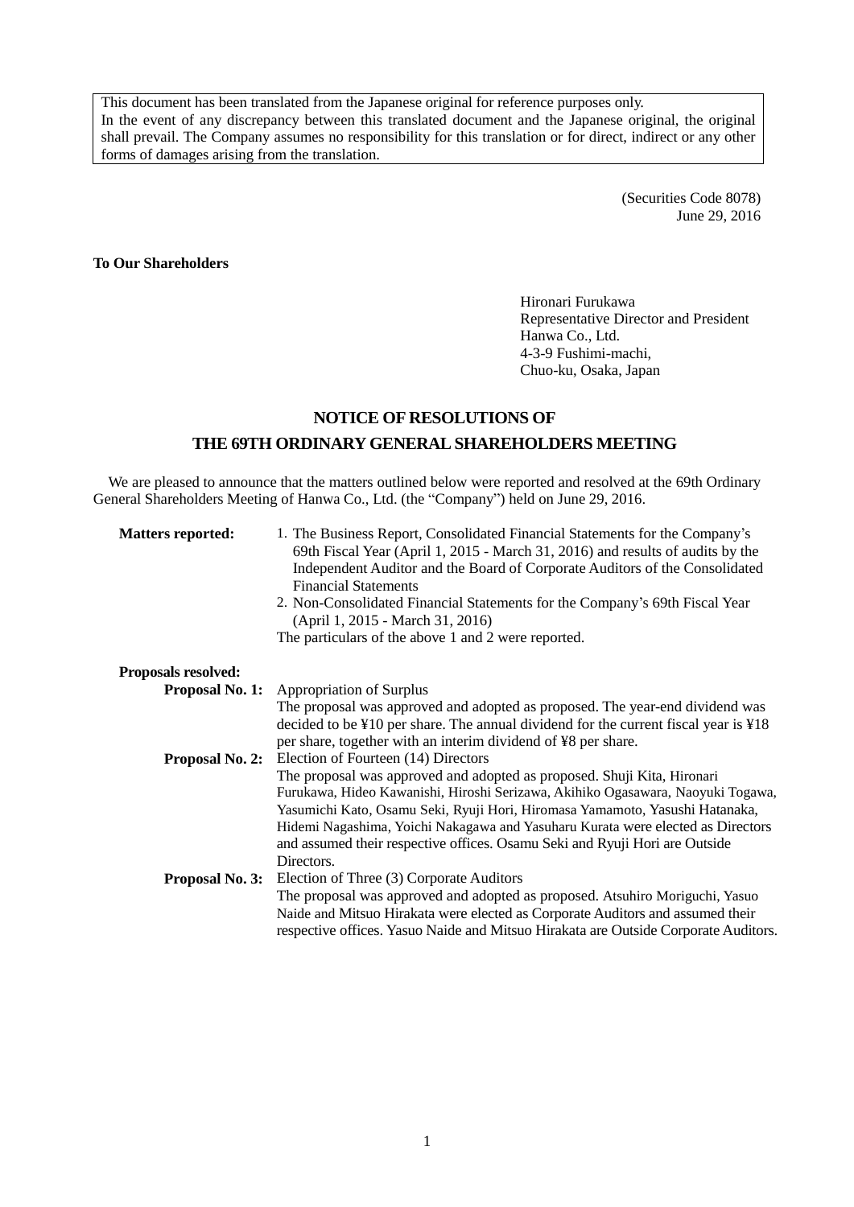This document has been translated from the Japanese original for reference purposes only.
In the event of any discrepancy between this translated document and the Japanese original, the original shall prevail. The Company assumes no responsibility for this translation or for direct, indirect or any other forms of damages arising from the translation.

(Securities Code 8078)
June 29, 2016

**To Our Shareholders**

Hironari Furukawa
Representative Director and President
Hanwa Co., Ltd.
4-3-9 Fushimi-machi,
Chuo-ku, Osaka, Japan

# NOTICE OF RESOLUTIONS OF THE 69TH ORDINARY GENERAL SHAREHOLDERS MEETING

We are pleased to announce that the matters outlined below were reported and resolved at the 69th Ordinary General Shareholders Meeting of Hanwa Co., Ltd. (the "Company") held on June 29, 2016.

**Matters reported:**

1. The Business Report, Consolidated Financial Statements for the Company's 69th Fiscal Year (April 1, 2015 - March 31, 2016) and results of audits by the Independent Auditor and the Board of Corporate Auditors of the Consolidated Financial Statements
2. Non-Consolidated Financial Statements for the Company's 69th Fiscal Year (April 1, 2015 - March 31, 2016)

The particulars of the above 1 and 2 were reported.

**Proposals resolved:**

**Proposal No. 1:** Appropriation of Surplus
The proposal was approved and adopted as proposed. The year-end dividend was decided to be ¥10 per share. The annual dividend for the current fiscal year is ¥18 per share, together with an interim dividend of ¥8 per share.

**Proposal No. 2:** Election of Fourteen (14) Directors
The proposal was approved and adopted as proposed. Shuji Kita, Hironari Furukawa, Hideo Kawanishi, Hiroshi Serizawa, Akihiko Ogasawara, Naoyuki Togawa, Yasumichi Kato, Osamu Seki, Ryuji Hori, Hiromasa Yamamoto, Yasushi Hatanaka, Hidemi Nagashima, Yoichi Nakagawa and Yasuharu Kurata were elected as Directors and assumed their respective offices. Osamu Seki and Ryuji Hori are Outside Directors.

**Proposal No. 3:** Election of Three (3) Corporate Auditors
The proposal was approved and adopted as proposed. Atsuhiro Moriguchi, Yasuo Naide and Mitsuo Hirakata were elected as Corporate Auditors and assumed their respective offices. Yasuo Naide and Mitsuo Hirakata are Outside Corporate Auditors.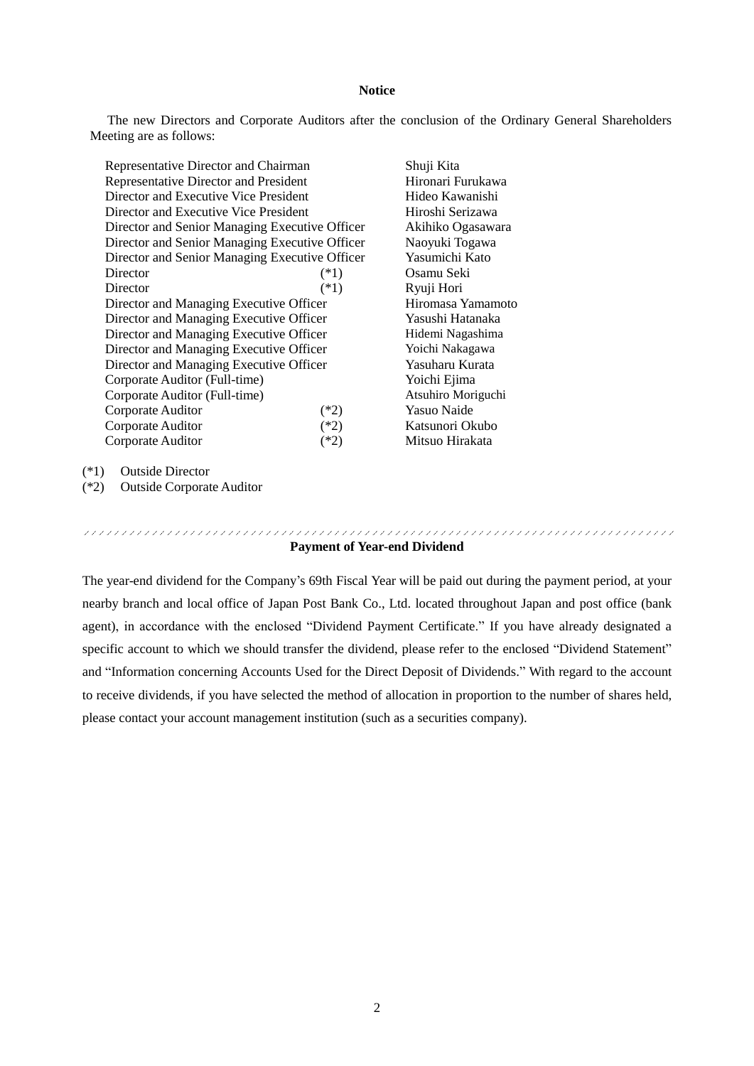**Notice**

The new Directors and Corporate Auditors after the conclusion of the Ordinary General Shareholders Meeting are as follows:

| | | |
|---|---|---|
| Representative Director and Chairman | | Shuji Kita |
| Representative Director and President | | Hironari Furukawa |
| Director and Executive Vice President | | Hideo Kawanishi |
| Director and Executive Vice President | | Hiroshi Serizawa |
| Director and Senior Managing Executive Officer | | Akihiko Ogasawara |
| Director and Senior Managing Executive Officer | | Naoyuki Togawa |
| Director and Senior Managing Executive Officer | | Yasumichi Kato |
| Director | (*1) | Osamu Seki |
| Director | (*1) | Ryuji Hori |
| Director and Managing Executive Officer | | Hiromasa Yamamoto |
| Director and Managing Executive Officer | | Yasushi Hatanaka |
| Director and Managing Executive Officer | | Hidemi Nagashima |
| Director and Managing Executive Officer | | Yoichi Nakagawa |
| Director and Managing Executive Officer | | Yasuharu Kurata |
| Corporate Auditor (Full-time) | | Yoichi Ejima |
| Corporate Auditor (Full-time) | | Atsuhiro Moriguchi |
| Corporate Auditor | (*2) | Yasuo Naide |
| Corporate Auditor | (*2) | Katsunori Okubo |
| Corporate Auditor | (*2) | Mitsuo Hirakata |

(*1) Outside Director
(*2) Outside Corporate Auditor

**Payment of Year-end Dividend**

The year-end dividend for the Company's 69th Fiscal Year will be paid out during the payment period, at your nearby branch and local office of Japan Post Bank Co., Ltd. located throughout Japan and post office (bank agent), in accordance with the enclosed "Dividend Payment Certificate." If you have already designated a specific account to which we should transfer the dividend, please refer to the enclosed "Dividend Statement" and "Information concerning Accounts Used for the Direct Deposit of Dividends." With regard to the account to receive dividends, if you have selected the method of allocation in proportion to the number of shares held, please contact your account management institution (such as a securities company).